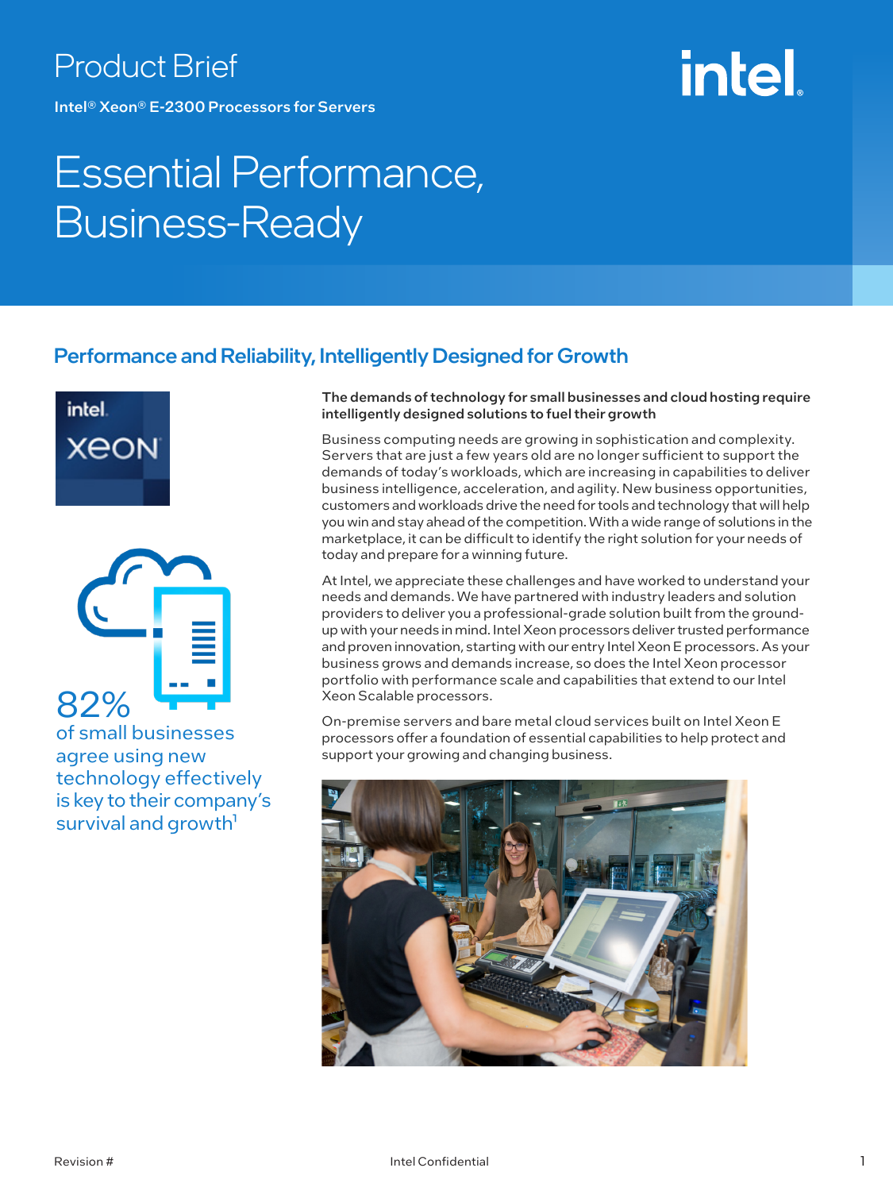Product Brief

Intel® Xeon® E-2300 Processors for Servers

# Essential Performance, Business-Ready

## Performance and Reliability, Intelligently Designed for Growth

82%
of small businesses agree using new technology effectively is key to their company's survival and growth[1]

**The demands of technology for small businesses and cloud hosting require intelligently designed solutions to fuel their growth**

Business computing needs are growing in sophistication and complexity. Servers that are just a few years old are no longer sufficient to support the demands of today's workloads, which are increasing in capabilities to deliver business intelligence, acceleration, and agility. New business opportunities, customers and workloads drive the need for tools and technology that will help you win and stay ahead of the competition. With a wide range of solutions in the marketplace, it can be difficult to identify the right solution for your needs of today and prepare for a winning future.

At Intel, we appreciate these challenges and have worked to understand your needs and demands. We have partnered with industry leaders and solution providers to deliver you a professional-grade solution built from the ground-up with your needs in mind. Intel Xeon processors deliver trusted performance and proven innovation, starting with our entry Intel Xeon E processors. As your business grows and demands increase, so does the Intel Xeon processor portfolio with performance scale and capabilities that extend to our Intel Xeon Scalable processors.

On-premise servers and bare metal cloud services built on Intel Xeon E processors offer a foundation of essential capabilities to help protect and support your growing and changing business.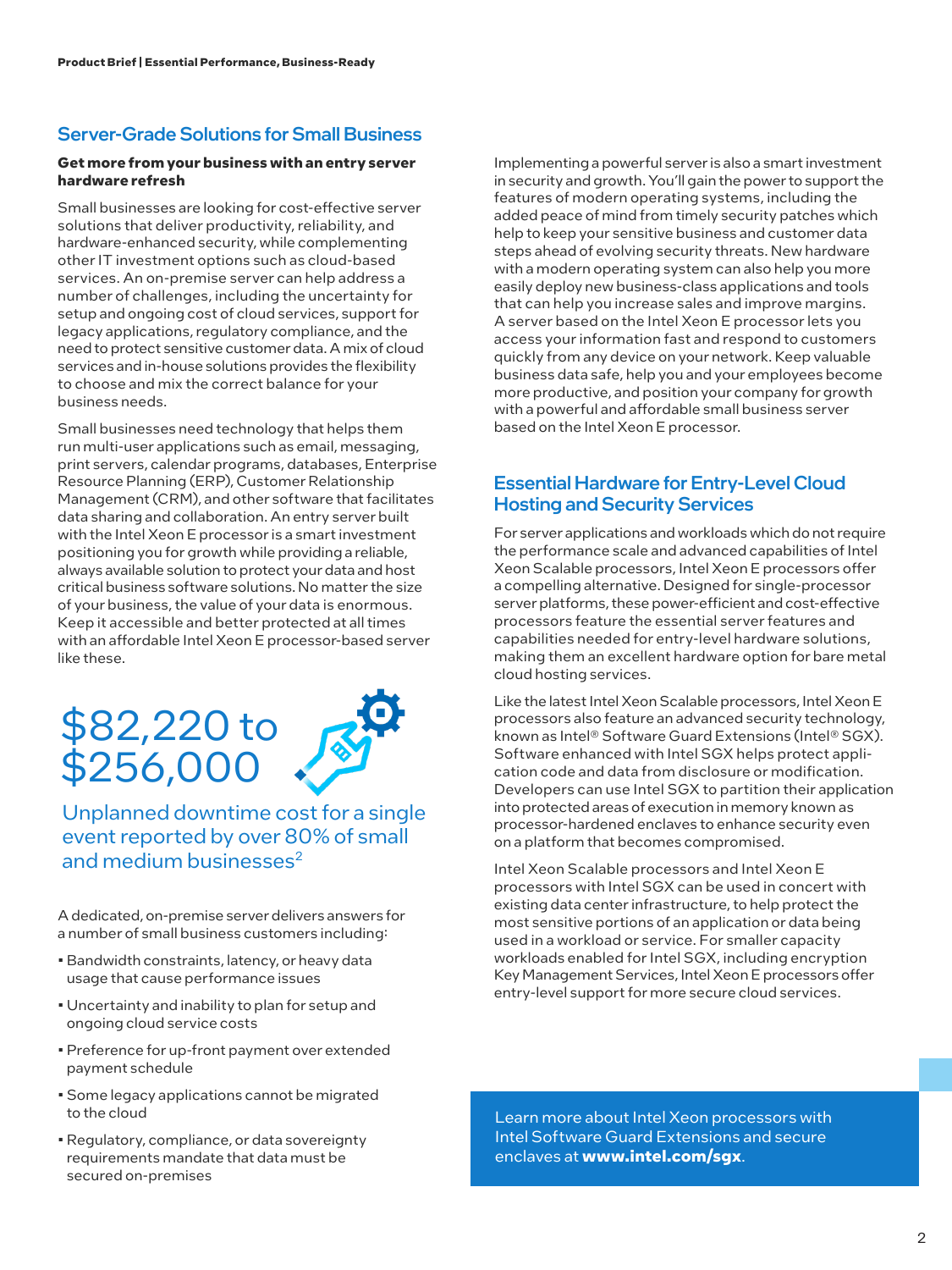## Server-Grade Solutions for Small Business

**Get more from your business with an entry server hardware refresh**

Small businesses are looking for cost-effective server solutions that deliver productivity, reliability, and hardware-enhanced security, while complementing other IT investment options such as cloud-based services. An on-premise server can help address a number of challenges, including the uncertainty for setup and ongoing cost of cloud services, support for legacy applications, regulatory compliance, and the need to protect sensitive customer data. A mix of cloud services and in-house solutions provides the flexibility to choose and mix the correct balance for your business needs.

Small businesses need technology that helps them run multi-user applications such as email, messaging, print servers, calendar programs, databases, Enterprise Resource Planning (ERP), Customer Relationship Management (CRM), and other software that facilitates data sharing and collaboration. An entry server built with the Intel Xeon E processor is a smart investment positioning you for growth while providing a reliable, always available solution to protect your data and host critical business software solutions. No matter the size of your business, the value of your data is enormous. Keep it accessible and better protected at all times with an affordable Intel Xeon E processor-based server like these.

**$82,220 to $256,000**

Unplanned downtime cost for a single event reported by over 80% of small and medium businesses[2]

A dedicated, on-premise server delivers answers for a number of small business customers including:

- Bandwidth constraints, latency, or heavy data usage that cause performance issues
- Uncertainty and inability to plan for setup and ongoing cloud service costs
- Preference for up-front payment over extended payment schedule
- Some legacy applications cannot be migrated to the cloud
- Regulatory, compliance, or data sovereignty requirements mandate that data must be secured on-premises

Implementing a powerful server is also a smart investment in security and growth. You'll gain the power to support the features of modern operating systems, including the added peace of mind from timely security patches which help to keep your sensitive business and customer data steps ahead of evolving security threats. New hardware with a modern operating system can also help you more easily deploy new business-class applications and tools that can help you increase sales and improve margins. A server based on the Intel Xeon E processor lets you access your information fast and respond to customers quickly from any device on your network. Keep valuable business data safe, help you and your employees become more productive, and position your company for growth with a powerful and affordable small business server based on the Intel Xeon E processor.

## Essential Hardware for Entry-Level Cloud Hosting and Security Services

For server applications and workloads which do not require the performance scale and advanced capabilities of Intel Xeon Scalable processors, Intel Xeon E processors offer a compelling alternative. Designed for single-processor server platforms, these power-efficient and cost-effective processors feature the essential server features and capabilities needed for entry-level hardware solutions, making them an excellent hardware option for bare metal cloud hosting services.

Like the latest Intel Xeon Scalable processors, Intel Xeon E processors also feature an advanced security technology, known as Intel® Software Guard Extensions (Intel® SGX). Software enhanced with Intel SGX helps protect application code and data from disclosure or modification. Developers can use Intel SGX to partition their application into protected areas of execution in memory known as processor-hardened enclaves to enhance security even on a platform that becomes compromised.

Intel Xeon Scalable processors and Intel Xeon E processors with Intel SGX can be used in concert with existing data center infrastructure, to help protect the most sensitive portions of an application or data being used in a workload or service. For smaller capacity workloads enabled for Intel SGX, including encryption Key Management Services, Intel Xeon E processors offer entry-level support for more secure cloud services.

Learn more about Intel Xeon processors with Intel Software Guard Extensions and secure enclaves at **www.intel.com/sgx**.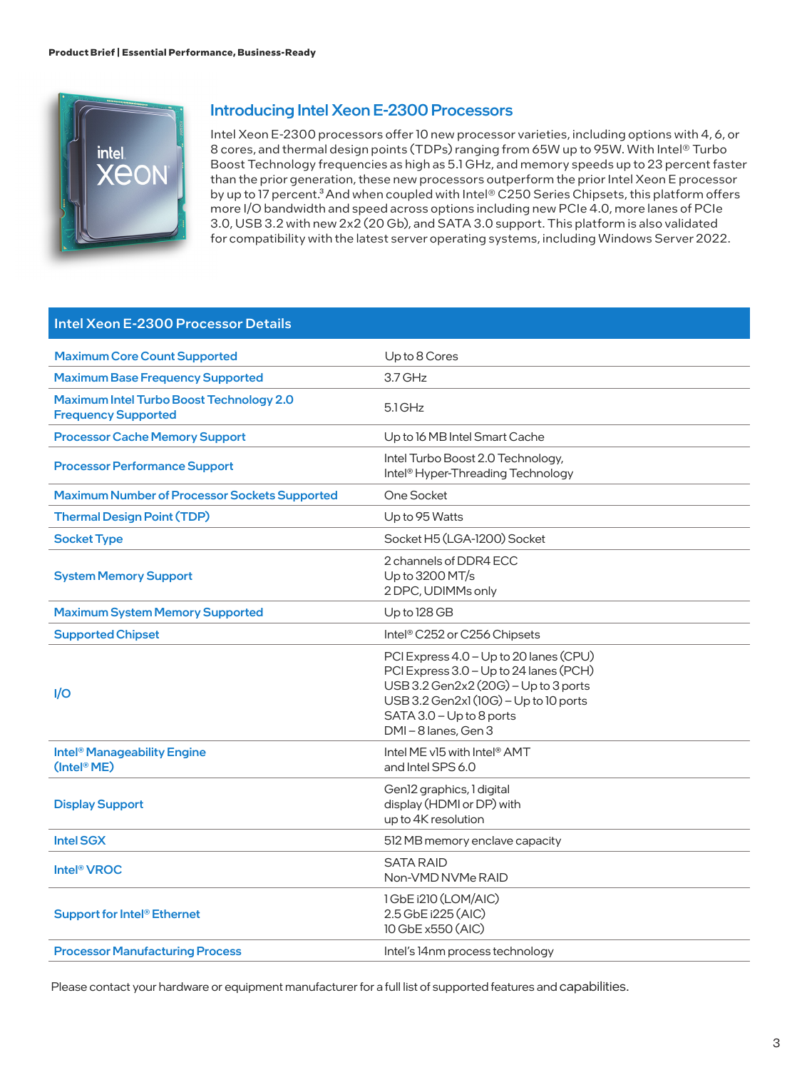## Introducing Intel Xeon E-2300 Processors

Intel Xeon E-2300 processors offer 10 new processor varieties, including options with 4, 6, or 8 cores, and thermal design points (TDPs) ranging from 65W up to 95W. With Intel® Turbo Boost Technology frequencies as high as 5.1 GHz, and memory speeds up to 23 percent faster than the prior generation, these new processors outperform the prior Intel Xeon E processor by up to 17 percent.[3] And when coupled with Intel® C250 Series Chipsets, this platform offers more I/O bandwidth and speed across options including new PCIe 4.0, more lanes of PCIe 3.0, USB 3.2 with new 2x2 (20 Gb), and SATA 3.0 support. This platform is also validated for compatibility with the latest server operating systems, including Windows Server 2022.

| Intel Xeon E-2300 Processor Details | |
|---|---|
| Maximum Core Count Supported | Up to 8 Cores |
| Maximum Base Frequency Supported | 3.7 GHz |
| Maximum Intel Turbo Boost Technology 2.0 Frequency Supported | 5.1 GHz |
| Processor Cache Memory Support | Up to 16 MB Intel Smart Cache |
| Processor Performance Support | Intel Turbo Boost 2.0 Technology,<br>Intel® Hyper-Threading Technology |
| Maximum Number of Processor Sockets Supported | One Socket |
| Thermal Design Point (TDP) | Up to 95 Watts |
| Socket Type | Socket H5 (LGA-1200) Socket |
| System Memory Support | 2 channels of DDR4 ECC<br>Up to 3200 MT/s<br>2 DPC, UDIMMs only |
| Maximum System Memory Supported | Up to 128 GB |
| Supported Chipset | Intel® C252 or C256 Chipsets |
| I/O | PCI Express 4.0 – Up to 20 lanes (CPU)<br>PCI Express 3.0 – Up to 24 lanes (PCH)<br>USB 3.2 Gen2x2 (20G) – Up to 3 ports<br>USB 3.2 Gen2x1 (10G) – Up to 10 ports<br>SATA 3.0 – Up to 8 ports<br>DMI – 8 lanes, Gen 3 |
| Intel® Manageability Engine (Intel® ME) | Intel ME v15 with Intel® AMT and Intel SPS 6.0 |
| Display Support | Gen12 graphics, 1 digital display (HDMI or DP) with up to 4K resolution |
| Intel SGX | 512 MB memory enclave capacity |
| Intel® VROC | SATA RAID<br>Non-VMD NVMe RAID |
| Support for Intel® Ethernet | 1 GbE i210 (LOM/AIC)<br>2.5 GbE i225 (AIC)<br>10 GbE x550 (AIC) |
| Processor Manufacturing Process | Intel's 14nm process technology |

Please contact your hardware or equipment manufacturer for a full list of supported features and capabilities.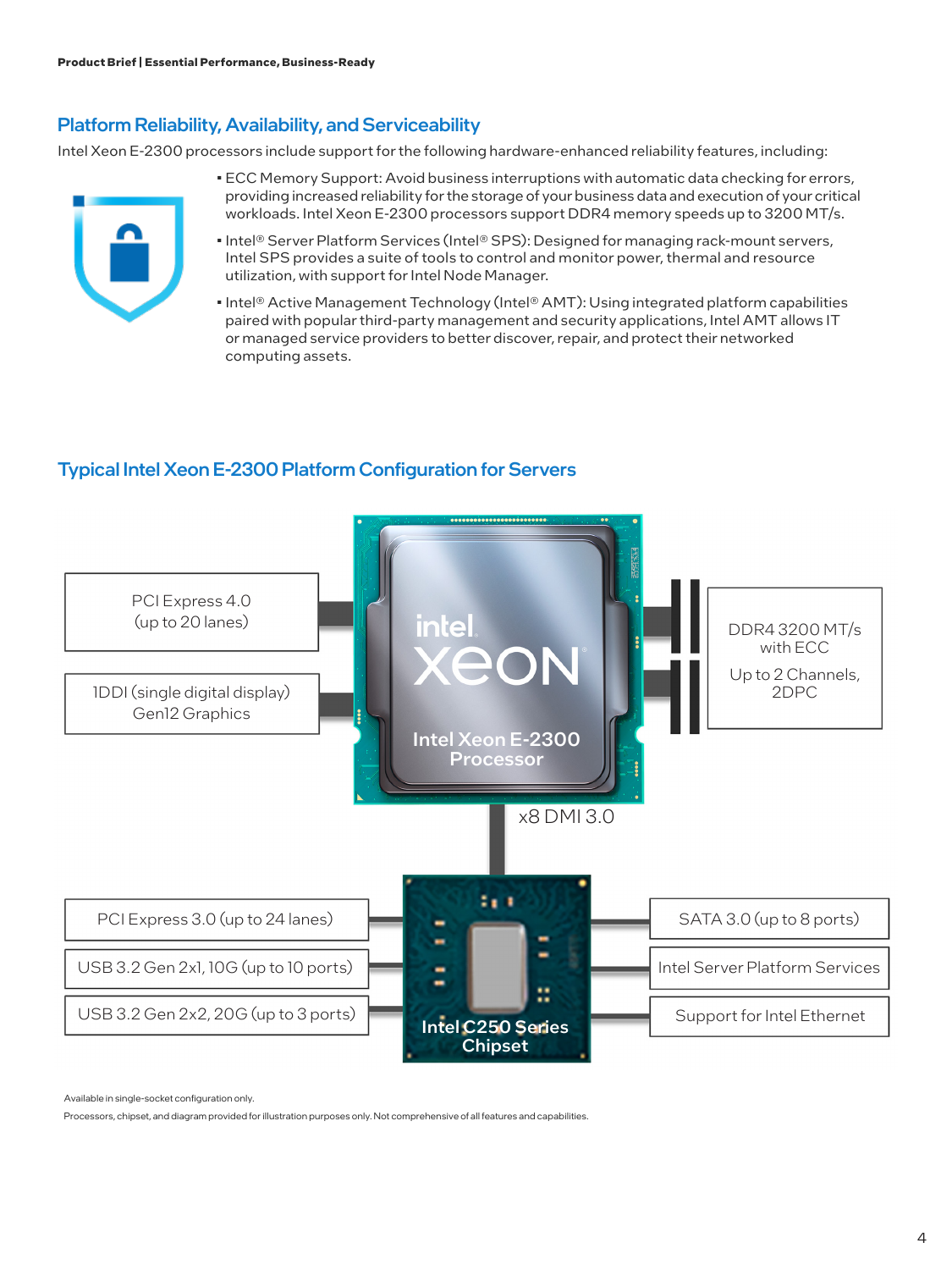## Platform Reliability, Availability, and Serviceability

Intel Xeon E-2300 processors include support for the following hardware-enhanced reliability features, including:

- ECC Memory Support: Avoid business interruptions with automatic data checking for errors, providing increased reliability for the storage of your business data and execution of your critical workloads. Intel Xeon E-2300 processors support DDR4 memory speeds up to 3200 MT/s.
- Intel® Server Platform Services (Intel® SPS): Designed for managing rack-mount servers, Intel SPS provides a suite of tools to control and monitor power, thermal and resource utilization, with support for Intel Node Manager.
- Intel® Active Management Technology (Intel® AMT): Using integrated platform capabilities paired with popular third-party management and security applications, Intel AMT allows IT or managed service providers to better discover, repair, and protect their networked computing assets.

## Typical Intel Xeon E-2300 Platform Configuration for Servers

PCI Express 4.0 (up to 20 lanes)

1DDI (single digital display) Gen12 Graphics

intel. XEON

Intel Xeon E-2300 Processor

DDR4 3200 MT/s with ECC

Up to 2 Channels, 2DPC

x8 DMI 3.0

PCI Express 3.0 (up to 24 lanes)

USB 3.2 Gen 2x1, 10G (up to 10 ports)

USB 3.2 Gen 2x2, 20G (up to 3 ports)

Intel C250 Series Chipset

SATA 3.0 (up to 8 ports)

Intel Server Platform Services

Support for Intel Ethernet

Available in single-socket configuration only.

Processors, chipset, and diagram provided for illustration purposes only. Not comprehensive of all features and capabilities.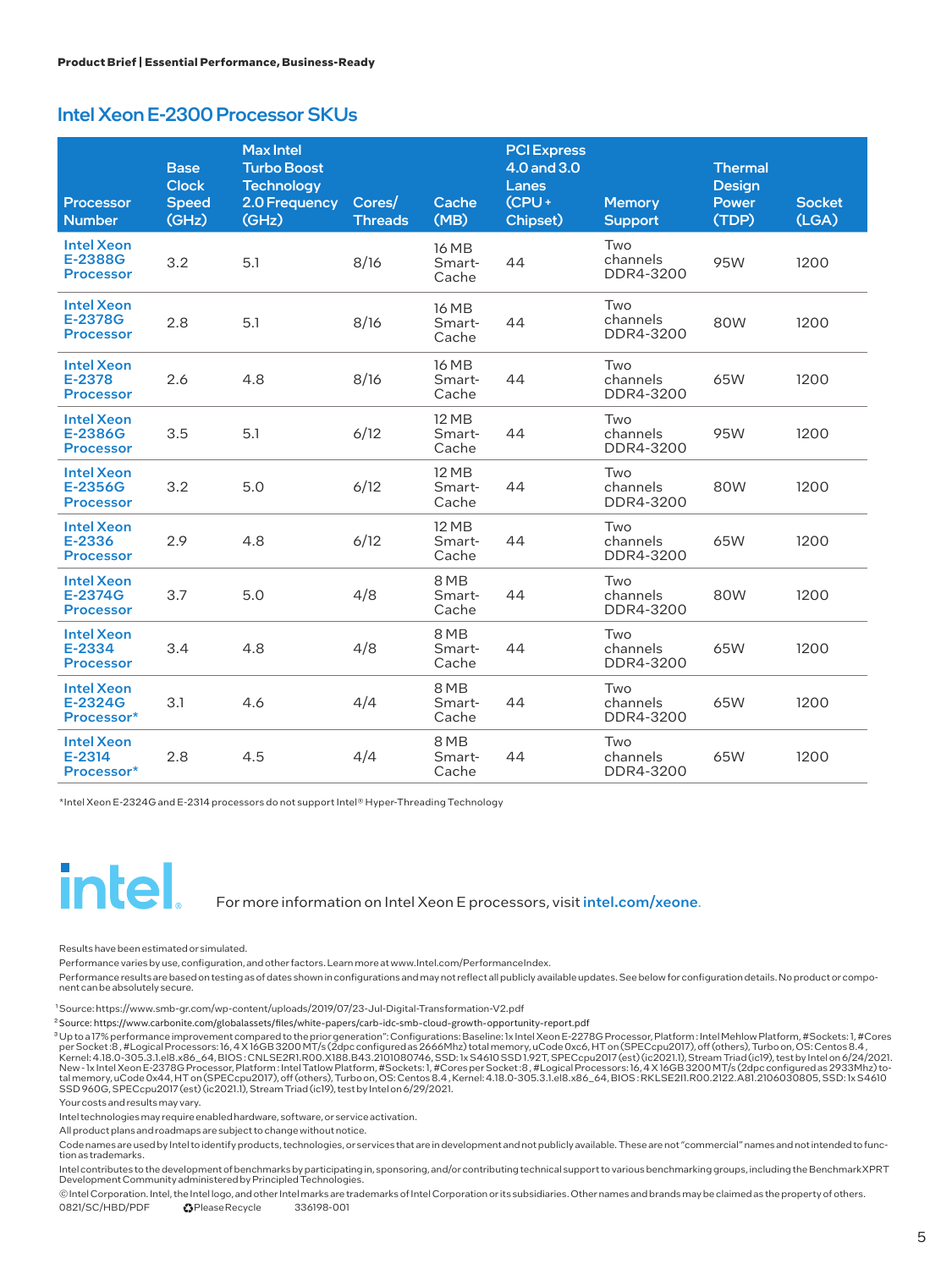**Product Brief | Essential Performance, Business-Ready**

## Intel Xeon E-2300 Processor SKUs

| Processor Number | Base Clock Speed (GHz) | Max Intel Turbo Boost Technology 2.0 Frequency (GHz) | Cores/ Threads | Cache (MB) | PCI Express 4.0 and 3.0 Lanes (CPU + Chipset) | Memory Support | Thermal Design Power (TDP) | Socket (LGA) |
|---|---|---|---|---|---|---|---|---|
| Intel Xeon E-2388G Processor | 3.2 | 5.1 | 8/16 | 16 MB Smart-Cache | 44 | Two channels DDR4-3200 | 95W | 1200 |
| Intel Xeon E-2378G Processor | 2.8 | 5.1 | 8/16 | 16 MB Smart-Cache | 44 | Two channels DDR4-3200 | 80W | 1200 |
| Intel Xeon E-2378 Processor | 2.6 | 4.8 | 8/16 | 16 MB Smart-Cache | 44 | Two channels DDR4-3200 | 65W | 1200 |
| Intel Xeon E-2386G Processor | 3.5 | 5.1 | 6/12 | 12 MB Smart-Cache | 44 | Two channels DDR4-3200 | 95W | 1200 |
| Intel Xeon E-2356G Processor | 3.2 | 5.0 | 6/12 | 12 MB Smart-Cache | 44 | Two channels DDR4-3200 | 80W | 1200 |
| Intel Xeon E-2336 Processor | 2.9 | 4.8 | 6/12 | 12 MB Smart-Cache | 44 | Two channels DDR4-3200 | 65W | 1200 |
| Intel Xeon E-2374G Processor | 3.7 | 5.0 | 4/8 | 8 MB Smart-Cache | 44 | Two channels DDR4-3200 | 80W | 1200 |
| Intel Xeon E-2334 Processor | 3.4 | 4.8 | 4/8 | 8 MB Smart-Cache | 44 | Two channels DDR4-3200 | 65W | 1200 |
| Intel Xeon E-2324G Processor* | 3.1 | 4.6 | 4/4 | 8 MB Smart-Cache | 44 | Two channels DDR4-3200 | 65W | 1200 |
| Intel Xeon E-2314 Processor* | 2.8 | 4.5 | 4/4 | 8 MB Smart-Cache | 44 | Two channels DDR4-3200 | 65W | 1200 |

*Intel Xeon E-2324G and E-2314 processors do not support Intel® Hyper-Threading Technology

For more information on Intel Xeon E processors, visit intel.com/xeone.

Results have been estimated or simulated.

Performance varies by use, configuration, and other factors. Learn more at www.Intel.com/PerformanceIndex.

Performance results are based on testing as of dates shown in configurations and may not reflect all publicly available updates. See below for configuration details. No product or component can be absolutely secure.

[1] Source: https://www.smb-gr.com/wp-content/uploads/2019/07/23-Jul-Digital-Transformation-V2.pdf

[2] Source: https://www.carbonite.com/globalassets/files/white-papers/carb-idc-smb-cloud-growth-opportunity-report.pdf

[3] Up to a 17% performance improvement compared to the prior generation": Configurations: Baseline: 1x Intel Xeon E-2278G Processor, Platform : Intel Mehlow Platform, #Sockets: 1, #Cores per Socket :8 , #Logical Processors: 16, 4 X 16GB 3200 MT/s (2dpc configured as 2666Mhz) total memory, uCode 0xc6, HT on (SPECcpu2017), off (others), Turbo on, OS: Centos 8.4 , Kernel: 4.18.0-305.3.1.el8.x86_64, BIOS : CNLSE2R1.R00.X188.B43.2101080746, SSD: 1x S4610 SSD 1.92T, SPECcpu2017 (est) (ic2021.1), Stream Triad (ic19), test by Intel on 6/24/2021. New - 1x Intel Xeon E-2378G Processor, Platform : Intel Tatlow Platform, #Sockets: 1, #Cores per Socket :8 , #Logical Processors: 16, 4 X 16GB 3200 MT/s (2dpc configured as 2933Mhz) total memory, uCode 0x44, HT on (SPECcpu2017), off (others), Turbo on, OS: Centos 8.4 , Kernel: 4.18.0-305.3.1.el8.x86_64, BIOS : RKLSE2I1.R00.2122.A81.2106030805, SSD: 1x S4610 SSD 960G, SPECcpu2017 (est) (ic2021.1), Stream Triad (ic19), test by Intel on 6/29/2021.

Your costs and results may vary.

Intel technologies may require enabled hardware, software, or service activation.

All product plans and roadmaps are subject to change without notice.

Code names are used by Intel to identify products, technologies, or services that are in development and not publicly available. These are not "commercial" names and not intended to function as trademarks.

Intel contributes to the development of benchmarks by participating in, sponsoring, and/or contributing technical support to various benchmarking groups, including the BenchmarkXPRT Development Community administered by Principled Technologies.

© Intel Corporation. Intel, the Intel logo, and other Intel marks are trademarks of Intel Corporation or its subsidiaries. Other names and brands may be claimed as the property of others.

0821/SC/HBD/PDF Please Recycle 336198-001